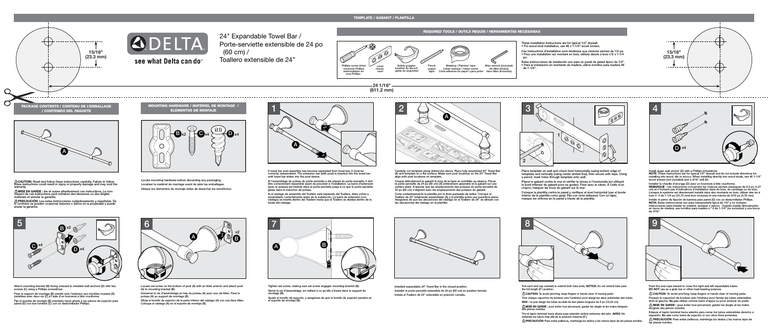TEMPLATE / GABARIT / PLANTILLA

15/16"
(23.3 mm)

DELTA

see what Delta can do™

# 24" Expandable Towel Bar / Porte-serviette extensible de 24 po (60 cm) / Toallero extensible de 24"

## REQUIRED TOOLS / OUTILS REQUIS / HERRAMIENTAS NECESARIAS

Phillips screw driver / tournevis Phillips / destornillador en cruz Phillips

Level / niveau / nivel

Safety goggles / lunettes de sécurité / gafas de seguridad

Pencil / crayon / lápiz

Masking / Painters' tape / ruban-masque / ruban cache / Cinta adhesiva de papel / para pintor

Allen wrench (included) / clé Allen (inclus) / llave Allen (incluidas)

These installation instructions are for typical 1/2" drywall.
• For wood stud installation, use #6 x 1-1/4" wood screws.

Ces instructions d'installation sont destinées aux cloisons sèches de 1/2 po.
• Pour une installation sur montant en bois, utilisez des vis à bois n°6 x 1-1/4 po.

Estas instrucciones de instalación son para un panel de pared típico de 1/2".
• Para la instalación en montante de madera, utilice tornillos para madera #6 de 1-1/4".

15/16"
(23.3 mm)

24 1/16"
(611.2 mm)

## PACKAGE CONTENTS / CONTENU DE L'EMBALLAGE / CONTENIDO DEL PAQUETE

A

⚠ **CAUTION:** Read and follow these instructions carefully. Failure to follow these instructions could result in injury or property damage and may void the warranty.

⚠ **MISE EN GARDE :** lire et suivre attentivement ces instructions. Le non-respect de ces instructions peut entraîner des blessures ou des dégâts matériels et annuler la garantie.

⚠ **PRECAUCIÓN:** Lea estas instrucciones cuidadosamente y respételas. De lo contrario se pueden ocasionar lesiones o daños en la propiedad y puede anular la garantía.

## MOUNTING HARDWARE / MATÉRIEL DE MONTAGE / ELEMENTOS DE MONTAJE

B x2 C x4 D x4

Locate mounting hardware before discarding any packaging.
Localiser le matériel de montage avant de jeter les emballages.
Ubique los elementos de montaje antes de desechar los envoltorios.

## 1

If towel bar post assembly has become separated from towel bar, it must be correctly reassembled. The extension bar (with post) is inserted into the towel bar until towel bar slides into the post sleeve.

Si l'assemblage de poteau du porte-serviette a été séparé du porte-serviette, il doit être correctement assemblé avant de procéder à l'installation. La barre d'extension (avec le poteau) est insérée dans le porte-serviette jusqu'à ce que le porte-serviette glisse dans le manchon de poteau.

Si el vástago de ensamble del Toallero está separado del Toallero, debe volver a ensamblarlo correctamente antes de la instalación. La barra de extensión (con vástago) se inserta dentro del Toallero hasta que el Toallero se deslice dentro de la funda del vástago.

## 2

Carefully cut template along dotted line above. Place fully assembled 24" Towel Bar (A) and template on a flat surface. Make sure post locations on the 24" Towel Bar align with post locations on template.

Couper délicatement le gabarit le long de la ligne en pointillés au-dessus. Placer le porte-serviette de 24 po (60 cm) (A) entièrement assemblé et le gabarit sur une surface plate. S'assurer que les emplacements des poteaux du porte-serviette de 24 po (60 cm) s'alignent avec les emplacements des poteaux du gabarit.

Corte cuidadosamente la plantilla por la línea punteada de arriba. Coloque el Toallero de 24" totalmente ensamblado (A) y la plantilla sobre una superficie plana. Asegúrese de que las ubicaciones del vástago en el Toallero de 24" se alinean con las ubicaciones del vástago en la plantilla.

## 3

Place template on wall and check level horizontally (using bottom edge of template) and vertically (using center dotted line), then secure with tape. Using a pencil, mark holes through template onto wall.

Placer le gabarit contre le mur et vérifier le niveau à l'horizontale (en utilisant le bord inférieur du gabarit pour se guider). Fixer avec le ruban. À l'aide d'un crayon, marquer les trous du gabarit sur le mur.

Coloque la plantilla contra la pared y verifique el nivel horizontal (use el borde inferior de la plantilla como guía). Fíje con cinta adhesiva. Con un lápiz, marque los orificios en la pared a través de la plantilla.

## 4

Install auger wall anchor (D) with a Phillips screwdriver.
**NOTE:** These instructions are for typical 1/2" drywall and do not include directions for installing into wood, tile or stucco. When installing directly into wood studs, use #6 1-1/4" wood screws (not included) and a 3/16" drill bit.

Installer la cheville d'ancrage (D) avec un tournevis à tête cruciforme.
**REMARQUE :** ces instructions concernent les cloisons sèches classiques de 0,5 po (1,27 cm) et n'incluent pas d'indications d'installation dans du bois, du carrelage ou du stuc. Lorsque le système est directement installé dans des montants en bois, utiliser des vis à bois n° 6 de 1-1/4 po (31,75 mm) (non incluses) et une mèche de 3/16 po (4,76 mm).

Instale el perno de fijación de barrena para pared (D) con un destornillador Phillips.
**NOTA:** Estas instrucciones son para mampostería típica de 1/2" y no incluyen instrucciones para instalar en madera, azulejos o estuco. Cuando instale directamente en tacos de madera, use tornillos para madera n.° 6 de 1-1/4" (no incluidos) y una broca de 3/16".

## 5

Attach mounting bracket (B) facing outward to installed wall anchors (D) with two screws (C) using a Phillips screwdriver.

Fixer le support de montage (B) orienté vers l'extérieur aux chevilles murales (D) installées avec deux vis (C) à l'aide d'un tournevis à tête cruciforme.

Fije el soporte de montaje (B) orientado hacia afuera a los pernos de sujeción para pared (D) con dos tornillos (C) con un destornillador Phillips.

## 6

Loosen set screw on the bottom of post (A) with an Allen wrench and attach post (A) to mounting bracket (B).

Desserrer la vis d'assemblage en bas du poteau (A) avec une clé Allen. Fixer le poteau (A) au support de montage (B).

Afloje el tornillo de sujeción de la parte inferior del vástago (A) con una llave Allen. Coloque el vástago (A) en el soporte de montaje (B).

## 7

Tighten set screw, making sure set screw engages mounting bracket (B).

Serrer la vis d'assemblage, en veillant à ce qu'elle s'insère dans le support de montage (B).

Ajuste el tornillo de sujeción, y asegúrese de que el tornillo de sujeción penetra en el soporte de montaje (B).

Installed expandable 24" Towel Bar in the closed position.
Installer le porte-serviette extensible de 24 po (60 cm) en position fermée.
Instale el Toallero de 24" extensible en posición cerrada.

## 8

Pull each end cap outward to extend both tube ends. **NOTICE:** Do not extend tube past the full length (6") position.

⚠ **CAUTION:** To avoid pinching, keep fingers or hands clear of moving parts.

Tirer chaque capuchon de bordure vers l'extérieur pour élargir les deux extrémités des tubes. **AVIS :** ne pas élargir les tubes au-delà de leur pleine longueur de 6 po (15,24 cm).

⚠ **MISE EN GARDE :** pour éviter tout pincement, garder les doigts et les mains éloignés des pièces mobiles.

Tire el tapón terminal hacia afuera para extender ambos extremos del tubo. **AVISO:** No extienda los tubos más allá de la posición máxima (6").

⚠ **PRECAUCIÓN:** Para evitar pellizcos, mantenga los dedos y las manos lejos de las piezas móviles.

## 9

Push the end caps inward to close the right and left expandable tubes.
**DO NOT** use as a grab bar or other load-bearing purpose.

⚠ **CAUTION:** To avoid pinching, keep fingers or hands clear of moving parts.

Pousser le capuchon de bordure vers l'intérieur pour fermer les tubes extensibles droit et gauche. **Ne pas** utiliser comme barre d'appui ou pour soutenir du poids.

⚠ **MISE EN GARDE :** pour éviter tout pincement, garder les doigts et les mains éloignés des pièces mobiles.

Empuje el tapón terminal hacia adentro para cerrar los tubos extensibles derecho e izquierdo. **No use** como barra de sujeción ni con otros fines portantes.

⚠ **PRECAUCIÓN:** Para evitar pellizcos, mantenga los dedos y las manos lejos de las piezas móviles.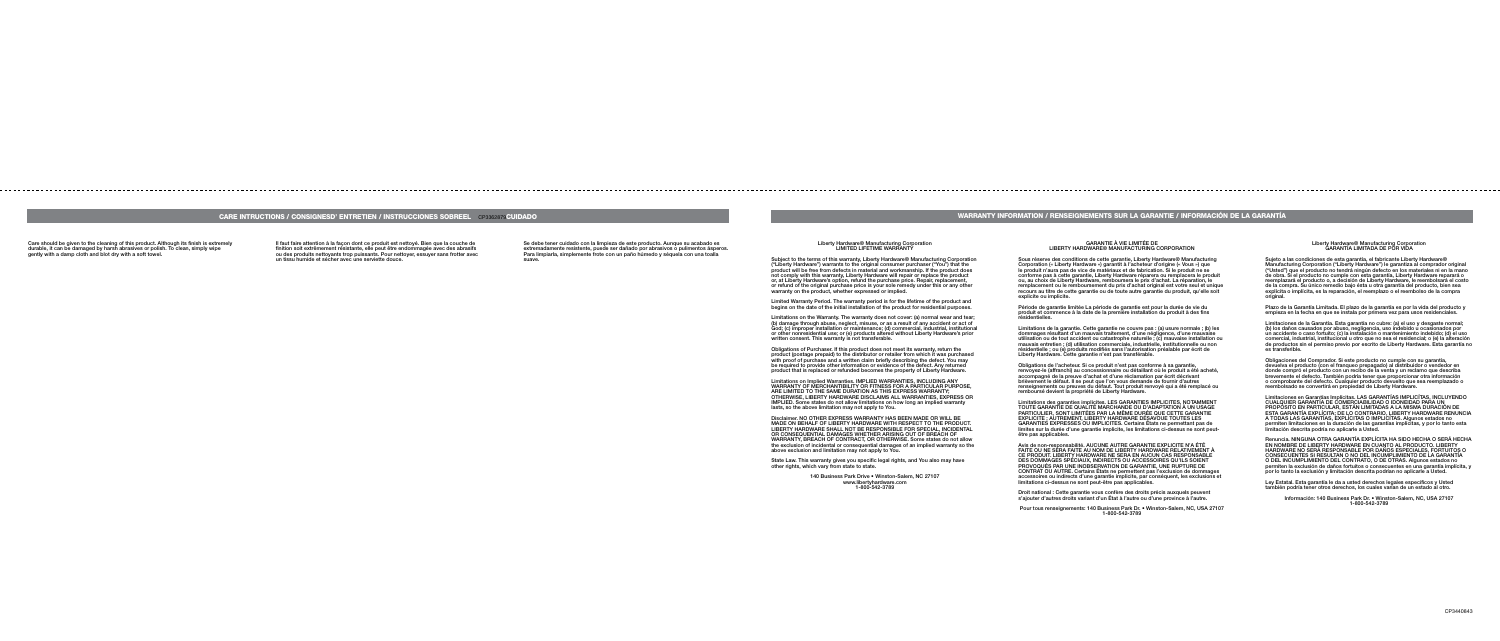## CARE INTRUCTIONS / CONSIGNESD' ENTRETIEN / INSTRUCCIONES SOBREEL CP356267 CUIDADO

Care should be given to the cleaning of this product. Although its finish is extremely durable, it can be damaged by harsh abrasives or polish. To clean, simply wipe gently with a damp cloth and blot dry with a soft towel.

Il faut faire attention à la façon dont ce produit est nettoyé. Bien que la couche de finition soit extrêmement résistante, elle peut être endommagée avec des abrasifs ou des produits nettoyants trop puissants. Pour nettoyer, essuyer sans frotter avec un tissu humide et sécher avec une serviette douce.

Se debe tener cuidado con la limpieza de este producto. Aunque su acabado es extremadamente resistente, puede ser dañado por abrasivos o pulimentos ásperos. Para limpiarla, simplemente frote con un paño húmedo y séquela con una toalla suave.

## WARRANTY INFORMATION / RENSEIGNEMENTS SUR LA GARANTIE / INFORMACIÓN DE LA GARANTÍA

### Liberty Hardware® Manufacturing Corporation
### LIMITED LIFETIME WARRANTY

Subject to the terms of this warranty, Liberty Hardware® Manufacturing Corporation ("Liberty Hardware") warrants to the original consumer purchaser ("You") that the product will be free from defects in material and workmanship. If the product does not comply with this warranty, Liberty Hardware will repair or replace the product or, at Liberty Hardware's option, refund the purchase price. Repair, replacement, or refund of the original purchase price is your sole remedy under this or any other warranty on the product, whether expressed or implied.

Limited Warranty Period. The warranty period is for the lifetime of the product and begins on the date of the initial installation of the product for residential purposes.

Limitations on the Warranty. The warranty does not cover: (a) normal wear and tear; (b) damage through abuse, neglect, misuse, or as a result of any accident or act of God; (c) improper installation or maintenance; (d) commercial, industrial, institutional or other nonresidential use; or (e) products altered without Liberty Hardware's prior written consent. This warranty is not transferable.

Obligations of Purchaser. If this product does not meet its warranty, return the product (postage prepaid) to the distributor or retailer from which it was purchased with proof of purchase and a written claim briefly describing the defect. You may be required to provide other information or evidence of the defect. Any returned product that is replaced or refunded becomes the property of Liberty Hardware.

Limitations on Implied Warranties. IMPLIED WARRANTIES, INCLUDING ANY WARRANTY OF MERCHANTIBILITY OR FITNESS FOR A PARTICULAR PURPOSE, ARE LIMITED TO THE SAME DURATION AS THIS EXPRESS WARRANTY; OTHERWISE, LIBERTY HARDWARE DISCLAIMS ALL WARRANTIES, EXPRESS OR IMPLIED. Some states do not allow limitations on how long an implied warranty lasts, so the above limitation may not apply to You.

Disclaimer. NO OTHER EXPRESS WARRANTY HAS BEEN MADE OR WILL BE MADE ON BEHALF OF LIBERTY HARDWARE WITH RESPECT TO THE PRODUCT. LIBERTY HARDWARE SHALL NOT BE RESPONSIBLE FOR SPECIAL, INCIDENTAL OR CONSEQUENTIAL DAMAGES WHETHER ARISING OUT OF BREACH OF WARRANTY, BREACH OF CONTRACT, OR OTHERWISE. Some states do not allow the exclusion of incidental or consequential damages of an implied warranty so the above exclusion and limitation may not apply to You.

State Law. This warranty gives you specific legal rights, and You also may have other rights, which vary from state to state.

140 Business Park Drive • Winston-Salem, NC 27107
www.libertyhardware.com
1-800-542-3789

### GARANTIE À VIE LIMITÉE DE
### LIBERTY HARDWARE® MANUFACTURING CORPORATION

Sous réserve des conditions de cette garantie, Liberty Hardware® Manufacturing Corporation (« Liberty Hardware ») garantit à l'acheteur d'origine (« Vous ») que le produit n'aura pas de vice de matériaux et de fabrication. Si le produit n'est pas conforme à cette garantie, Liberty Hardware réparera ou remplacera le produit ou, au choix de Liberty Hardware, remboursera le prix d'achat. La réparation, le remplacement ou le remboursement du prix d'achat original est votre seul et unique recours au titre de cette garantie ou de toute autre garantie du produit, qu'elle soit explicite ou implicite.

Période de garantie limitée La période de garantie est pour la durée de vie du produit et commence à la date de la première installation du produit à des fins résidentielles.

Limitations de la garantie. Cette garantie ne couvre pas : (a) usure normale ; (b) les dommages résultant d'un mauvais traitement, d'une négligence, d'une mauvaise utilisation ou de tout accident ou catastrophe naturelle ; (c) mauvaise installation ou mauvais entretien ; (d) utilisation commerciale, industrielle, institutionnelle ou non résidentielle ; ou (e) produits modifiés sans l'autorisation préalable par écrit de Liberty Hardware. Cette garantie n'est pas transférable.

Obligations de l'acheteur. Si ce produit n'est pas conforme à sa garantie, renvoyez-le (affranchi) au concessionnaire ou détaillant où le produit a été acheté, accompagné de la preuve d'achat et d'une réclamation par écrit décrivant brièvement le défaut. Il se peut que l'on vous demande de fournir d'autres renseignements ou preuves du défaut. Tout produit renvoyé qui a été remplacé ou remboursé devient la propriété de Liberty Hardware.

Limitations des garanties implicites. LES GARANTIES IMPLICITES, NOTAMMENT TOUTE GARANTIE DE QUALITÉ MARCHANDE OU D'ADAPTATION À UN USAGE PARTICULIER, SONT LIMITÉES PAR LA MÊME DURÉE QUE CETTE GARANTIE EXPLICITE ; AUTREMENT, LIBERTY HARDWARE DÉSAVOUE TOUTES LES GARANTIES EXPRESSES OU IMPLICITES. Certains États ne permettant pas de limites sur la durée d'une garantie implicite, les limitations ci-dessus ne sont peut-être pas applicables.

Avis de non-responsabilité. AUCUNE AUTRE GARANTIE EXPLICITE N'A ÉTÉ FAITE OU NE SERA FAITE AU NOM DE LIBERTY HARDWARE RELATIVEMENT À CE PRODUIT. LIBERTY HARDWARE NE SERA EN AUCUN CAS RESPONSABLE DES DOMMAGES SPÉCIAUX, INDIRECTS OU ACCESSOIRES QU'ILS SOIENT PROVOQUÉS PAR UNE INOBSERVATION DE GARANTIE, UNE RUPTURE DE CONTRAT OU AUTRE. Certains États ne permettent pas l'exclusion de dommages accessoires ou indirects d'une garantie implicite, par conséquent, les exclusions et limitations ci-dessus ne sont peut-être pas applicables.

Droit national : Cette garantie vous confère des droits précis auxquels peuvent s'ajouter d'autres droits variant d'un État à l'autre ou d'une province à l'autre.

Pour tous renseignements: 140 Business Park Dr. • Winston-Salem, NC, USA 27107
1-800-542-3789

### Liberty Hardware® Manufacturing Corporation
### GARANTÍA LIMITADA DE POR VIDA

Sujeto a las condiciones de esta garantía, el fabricante Liberty Hardware® Manufacturing Corporation ("Liberty Hardware") le garantiza al comprador original ("Usted") que el producto no tendrá ningún defecto en los materiales ni en la mano de obra. Si el producto no cumple con esta garantía, Liberty Hardware reparará o reemplazará el producto o, a decisión de Liberty Hardware, le reembolsará el costo de la compra. Su único remedio bajo ésta u otra garantía del producto, bien sea explícita o implícita, es la reparación, el reemplazo o el reembolso de la compra original.

Plazo de la Garantía Limitada. El plazo de la garantía es por la vida del producto y empieza en la fecha en que se instala por primera vez para usos residenciales.

Limitaciones de la Garantía. Esta garantía no cubre: (a) el uso y desgaste normal; (b) los daños causados por abuso, negligencia, uso indebido u ocasionados por un accidente o caso fortuito; (c) la instalación o mantenimiento indebido; (d) el uso comercial, industrial, institucional u otro uso que no sea el residencial; o (e) la alteración de productos sin el permiso previo por escrito de Liberty Hardware. Esta garantía no es transferible.

Obligaciones del Comprador. Si este producto no cumple con su garantía, devuelva el producto (con el franqueo prepagado) al distribuidor o vendedor en donde compró el producto con un recibo de la venta y un reclamo que describa brevemente el defecto. También podría tener que proporcionar otra información o comprobante del defecto. Cualquier producto devuelto que sea reemplazado o reembolsado se convertirá en propiedad de Liberty Hardware.

Limitaciones en Garantías Implícitas. LAS GARANTÍAS IMPLÍCITAS, INCLUYENDO CUALQUIER GARANTÍA DE COMERCIABILIDAD O IDONEIDAD PARA UN PROPÓSITO EN PARTICULAR, ESTÁN LIMITADAS A LA MISMA DURACIÓN DE ESTA GARANTÍA EXPLÍCITA; DE LO CONTRARIO, LIBERTY HARDWARE RENUNCIA A TODAS LAS GARANTÍAS, EXPLÍCITAS O IMPLÍCITAS. Algunos estados no permiten limitaciones en la duración de las garantías implícitas, y por lo tanto esta limitación descrita podría no aplicarle a Usted.

Renuncia. NINGUNA OTRA GARANTÍA EXPLÍCITA HA SIDO HECHA O SERÁ HECHA EN NOMBRE DE LIBERTY HARDWARE EN CUANTO AL PRODUCTO. LIBERTY HARDWARE NO SERÁ RESPONSABLE POR DAÑOS ESPECIALES, FORTUITOS O CONSECUENTES SI RESULTAN O NO DEL INCUMPLIMIENTO DE LA GARANTÍA O DEL INCUMPLIMIENTO DEL CONTRATO, O DE OTRAS. Algunos estados no permiten la exclusión de daños fortuitos o consecuentes en una garantía implícita, y por lo tanto la exclusión y limitación descrita podrían no aplicarle a Usted.

Ley Estatal. Esta garantía le da a usted derechos legales específicos y Usted también podría tener otros derechos, los cuales varían de un estado al otro.

Información: 140 Business Park Dr. • Winston-Salem, NC, USA 27107
1-800-542-3789

CP340643